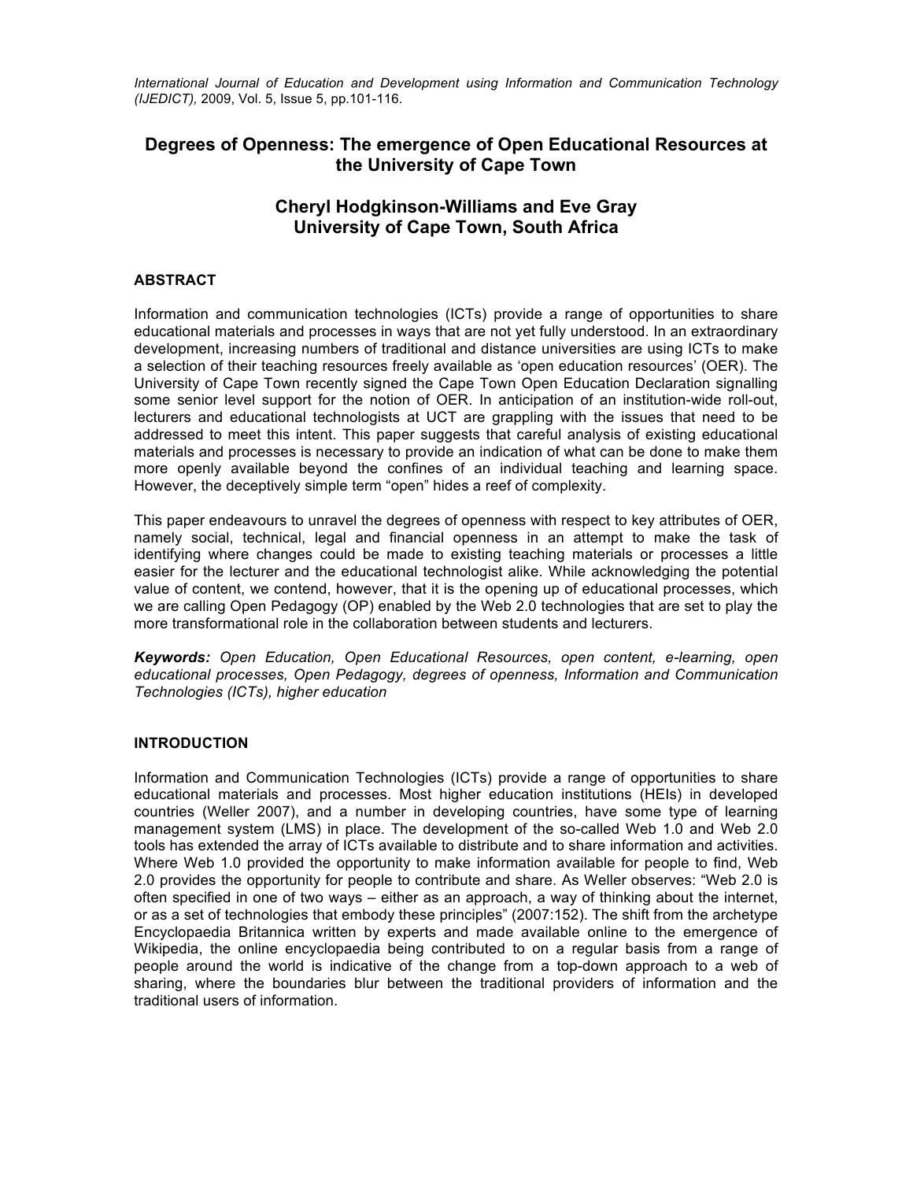*International Journal of Education and Development using Information and Communication Technology (IJEDICT),* 2009, Vol. 5, Issue 5, pp.101-116.

# Degrees of Openness: The emergence of Open Educational Resources at the University of Cape Town

**Cheryl Hodgkinson-Williams and Eve Gray**
**University of Cape Town, South Africa**

## ABSTRACT

Information and communication technologies (ICTs) provide a range of opportunities to share educational materials and processes in ways that are not yet fully understood. In an extraordinary development, increasing numbers of traditional and distance universities are using ICTs to make a selection of their teaching resources freely available as 'open education resources' (OER). The University of Cape Town recently signed the Cape Town Open Education Declaration signalling some senior level support for the notion of OER. In anticipation of an institution-wide roll-out, lecturers and educational technologists at UCT are grappling with the issues that need to be addressed to meet this intent. This paper suggests that careful analysis of existing educational materials and processes is necessary to provide an indication of what can be done to make them more openly available beyond the confines of an individual teaching and learning space. However, the deceptively simple term "open" hides a reef of complexity.

This paper endeavours to unravel the degrees of openness with respect to key attributes of OER, namely social, technical, legal and financial openness in an attempt to make the task of identifying where changes could be made to existing teaching materials or processes a little easier for the lecturer and the educational technologist alike. While acknowledging the potential value of content, we contend, however, that it is the opening up of educational processes, which we are calling Open Pedagogy (OP) enabled by the Web 2.0 technologies that are set to play the more transformational role in the collaboration between students and lecturers.

***Keywords:*** *Open Education, Open Educational Resources, open content, e-learning, open educational processes, Open Pedagogy, degrees of openness, Information and Communication Technologies (ICTs), higher education*

## INTRODUCTION

Information and Communication Technologies (ICTs) provide a range of opportunities to share educational materials and processes. Most higher education institutions (HEIs) in developed countries (Weller 2007), and a number in developing countries, have some type of learning management system (LMS) in place. The development of the so-called Web 1.0 and Web 2.0 tools has extended the array of ICTs available to distribute and to share information and activities. Where Web 1.0 provided the opportunity to make information available for people to find, Web 2.0 provides the opportunity for people to contribute and share. As Weller observes: "Web 2.0 is often specified in one of two ways – either as an approach, a way of thinking about the internet, or as a set of technologies that embody these principles" (2007:152). The shift from the archetype Encyclopaedia Britannica written by experts and made available online to the emergence of Wikipedia, the online encyclopaedia being contributed to on a regular basis from a range of people around the world is indicative of the change from a top-down approach to a web of sharing, where the boundaries blur between the traditional providers of information and the traditional users of information.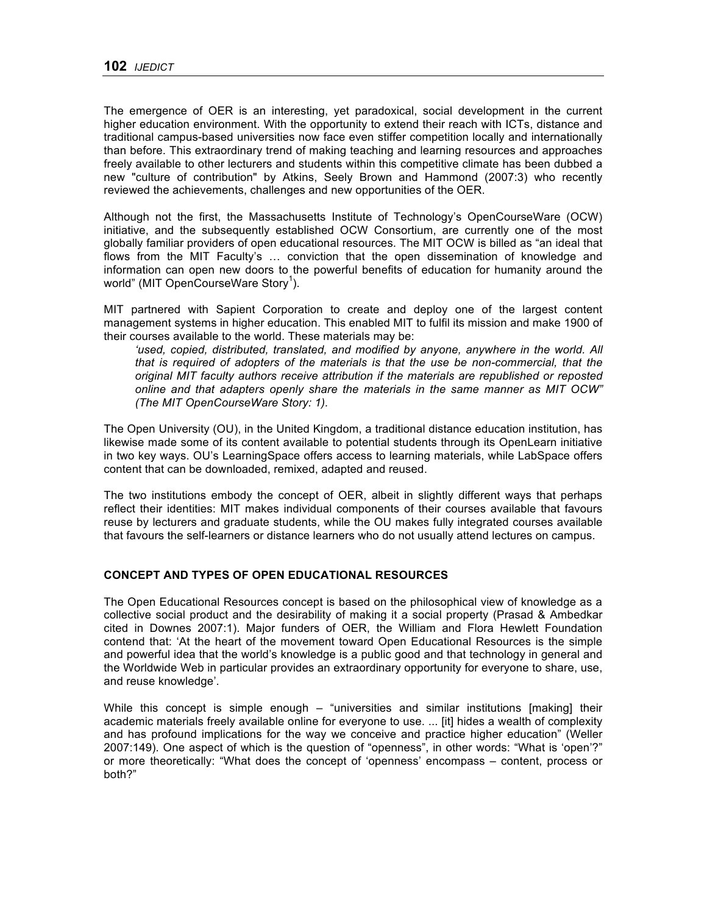The emergence of OER is an interesting, yet paradoxical, social development in the current higher education environment. With the opportunity to extend their reach with ICTs, distance and traditional campus-based universities now face even stiffer competition locally and internationally than before. This extraordinary trend of making teaching and learning resources and approaches freely available to other lecturers and students within this competitive climate has been dubbed a new "culture of contribution" by Atkins, Seely Brown and Hammond (2007:3) who recently reviewed the achievements, challenges and new opportunities of the OER.

Although not the first, the Massachusetts Institute of Technology's OpenCourseWare (OCW) initiative, and the subsequently established OCW Consortium, are currently one of the most globally familiar providers of open educational resources. The MIT OCW is billed as "an ideal that flows from the MIT Faculty's … conviction that the open dissemination of knowledge and information can open new doors to the powerful benefits of education for humanity around the world" (MIT OpenCourseWare Story[1]).

MIT partnered with Sapient Corporation to create and deploy one of the largest content management systems in higher education. This enabled MIT to fulfil its mission and make 1900 of their courses available to the world. These materials may be:

> *'used, copied, distributed, translated, and modified by anyone, anywhere in the world. All that is required of adopters of the materials is that the use be non-commercial, that the original MIT faculty authors receive attribution if the materials are republished or reposted online and that adapters openly share the materials in the same manner as MIT OCW" (The MIT OpenCourseWare Story: 1).*

The Open University (OU), in the United Kingdom, a traditional distance education institution, has likewise made some of its content available to potential students through its OpenLearn initiative in two key ways. OU's LearningSpace offers access to learning materials, while LabSpace offers content that can be downloaded, remixed, adapted and reused.

The two institutions embody the concept of OER, albeit in slightly different ways that perhaps reflect their identities: MIT makes individual components of their courses available that favours reuse by lecturers and graduate students, while the OU makes fully integrated courses available that favours the self-learners or distance learners who do not usually attend lectures on campus.

## CONCEPT AND TYPES OF OPEN EDUCATIONAL RESOURCES

The Open Educational Resources concept is based on the philosophical view of knowledge as a collective social product and the desirability of making it a social property (Prasad & Ambedkar cited in Downes 2007:1). Major funders of OER, the William and Flora Hewlett Foundation contend that: 'At the heart of the movement toward Open Educational Resources is the simple and powerful idea that the world's knowledge is a public good and that technology in general and the Worldwide Web in particular provides an extraordinary opportunity for everyone to share, use, and reuse knowledge'.

While this concept is simple enough – "universities and similar institutions [making] their academic materials freely available online for everyone to use. ... [it] hides a wealth of complexity and has profound implications for the way we conceive and practice higher education" (Weller 2007:149). One aspect of which is the question of "openness", in other words: "What is 'open'?" or more theoretically: "What does the concept of 'openness' encompass – content, process or both?"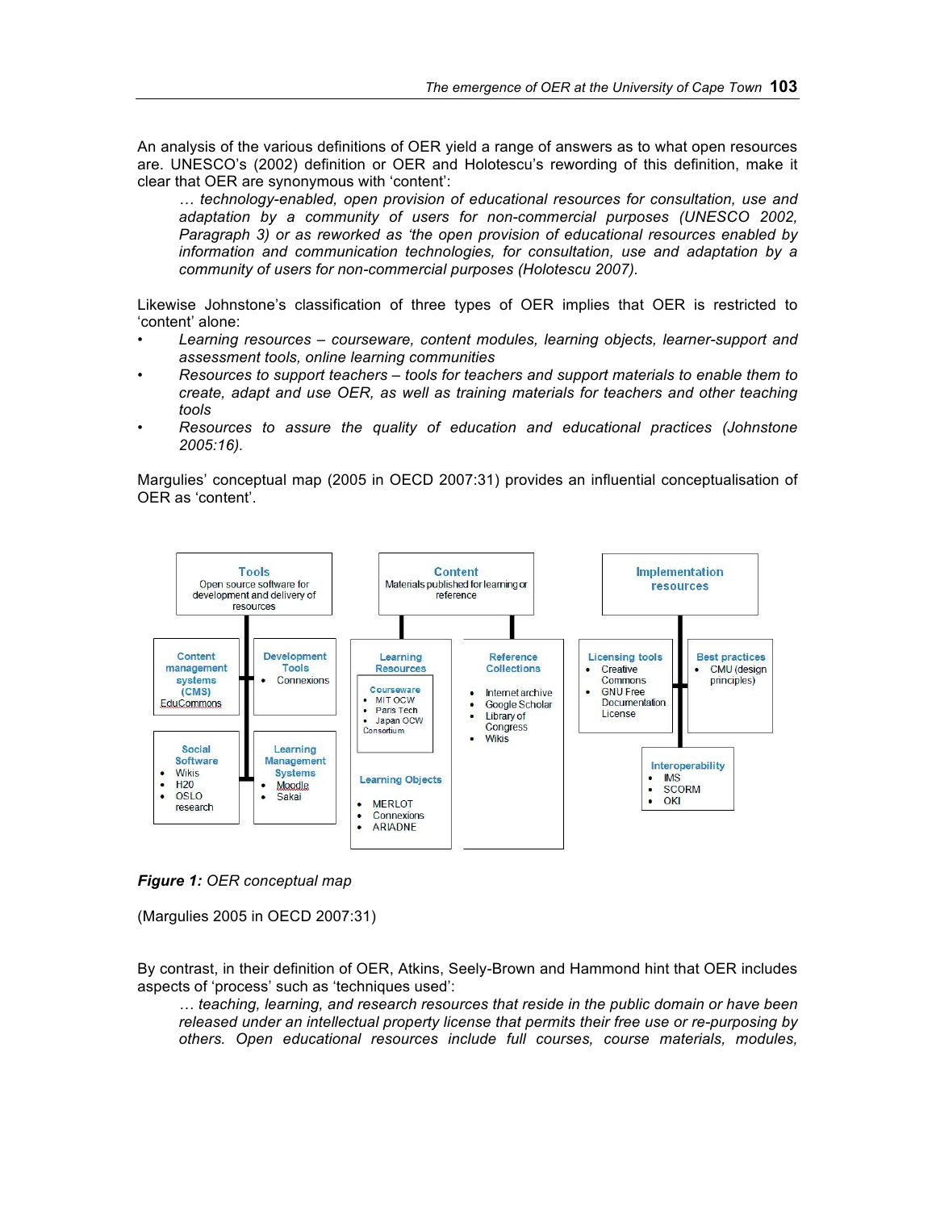An analysis of the various definitions of OER yield a range of answers as to what open resources are. UNESCO's (2002) definition or OER and Holotescu's rewording of this definition, make it clear that OER are synonymous with 'content':

> *… technology-enabled, open provision of educational resources for consultation, use and adaptation by a community of users for non-commercial purposes (UNESCO 2002, Paragraph 3) or as reworked as 'the open provision of educational resources enabled by information and communication technologies, for consultation, use and adaptation by a community of users for non-commercial purposes (Holotescu 2007).*

Likewise Johnstone's classification of three types of OER implies that OER is restricted to 'content' alone:

- *Learning resources – courseware, content modules, learning objects, learner-support and assessment tools, online learning communities*
- *Resources to support teachers – tools for teachers and support materials to enable them to create, adapt and use OER, as well as training materials for teachers and other teaching tools*
- *Resources to assure the quality of education and educational practices (Johnstone 2005:16).*

Margulies' conceptual map (2005 in OECD 2007:31) provides an influential conceptualisation of OER as 'content'.

- **Tools** – Open source software for development and delivery of resources
  - **Content management systems (CMS)**: EduCommons
  - **Development Tools**: Connexions
  - **Social Software**: Wikis; H20; OSLO research
  - **Learning Management Systems**: Moodle; Sakai
- **Content** – Materials published for learning or reference
  - **Learning Resources**
    - **Courseware**: MIT OCW; Paris Tech; Japan OCW Consortium
    - **Learning Objects**: MERLOT; Connexions; ARIADNE
  - **Reference Collections**: Internet archive; Google Scholar; Library of Congress; Wikis
- **Implementation resources**
  - **Licensing tools**: Creative Commons; GNU Free Documentation License
  - **Best practices**: CMU (design principles)
  - **Interoperability**: IMS; SCORM; OKI

***Figure 1:*** *OER conceptual map*

(Margulies 2005 in OECD 2007:31)

By contrast, in their definition of OER, Atkins, Seely-Brown and Hammond hint that OER includes aspects of 'process' such as 'techniques used':

> *… teaching, learning, and research resources that reside in the public domain or have been released under an intellectual property license that permits their free use or re-purposing by others. Open educational resources include full courses, course materials, modules,*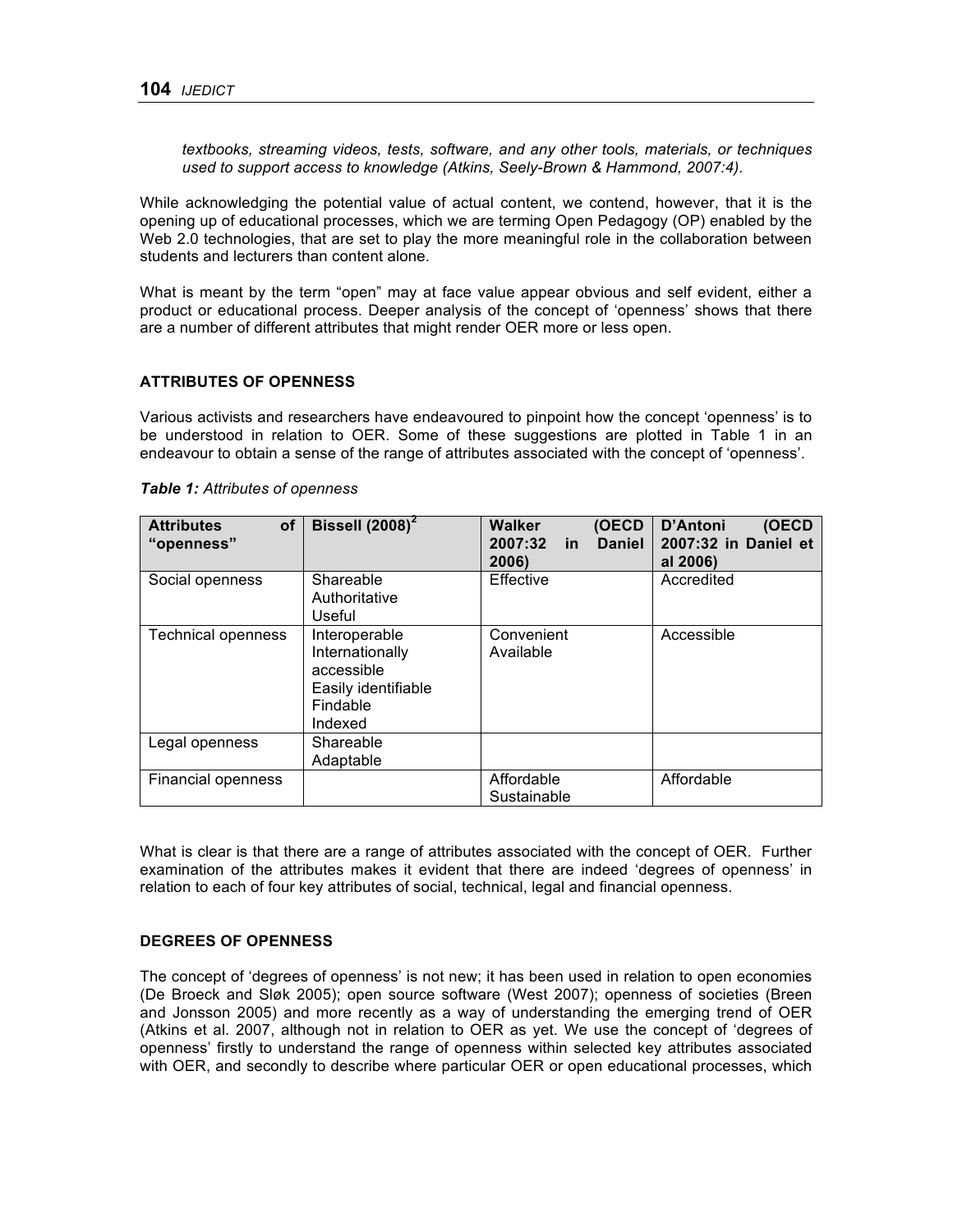*textbooks, streaming videos, tests, software, and any other tools, materials, or techniques used to support access to knowledge (Atkins, Seely-Brown & Hammond, 2007:4).*

While acknowledging the potential value of actual content, we contend, however, that it is the opening up of educational processes, which we are terming Open Pedagogy (OP) enabled by the Web 2.0 technologies, that are set to play the more meaningful role in the collaboration between students and lecturers than content alone.

What is meant by the term "open" may at face value appear obvious and self evident, either a product or educational process. Deeper analysis of the concept of 'openness' shows that there are a number of different attributes that might render OER more or less open.

## ATTRIBUTES OF OPENNESS

Various activists and researchers have endeavoured to pinpoint how the concept 'openness' is to be understood in relation to OER. Some of these suggestions are plotted in Table 1 in an endeavour to obtain a sense of the range of attributes associated with the concept of 'openness'.

***Table 1:*** *Attributes of openness*

| **Attributes of "openness"** | **Bissell (2008)[2]** | **Walker (OECD 2007:32 in Daniel 2006)** | **D'Antoni (OECD 2007:32 in Daniel et al 2006)** |
|---|---|---|---|
| Social openness | Shareable<br>Authoritative<br>Useful | Effective | Accredited |
| Technical openness | Interoperable<br>Internationally accessible<br>Easily identifiable<br>Findable<br>Indexed | Convenient<br>Available | Accessible |
| Legal openness | Shareable<br>Adaptable | | |
| Financial openness | | Affordable<br>Sustainable | Affordable |

What is clear is that there are a range of attributes associated with the concept of OER. Further examination of the attributes makes it evident that there are indeed 'degrees of openness' in relation to each of four key attributes of social, technical, legal and financial openness.

## DEGREES OF OPENNESS

The concept of 'degrees of openness' is not new; it has been used in relation to open economies (De Broeck and Sløk 2005); open source software (West 2007); openness of societies (Breen and Jonsson 2005) and more recently as a way of understanding the emerging trend of OER (Atkins et al. 2007, although not in relation to OER as yet. We use the concept of 'degrees of openness' firstly to understand the range of openness within selected key attributes associated with OER, and secondly to describe where particular OER or open educational processes, which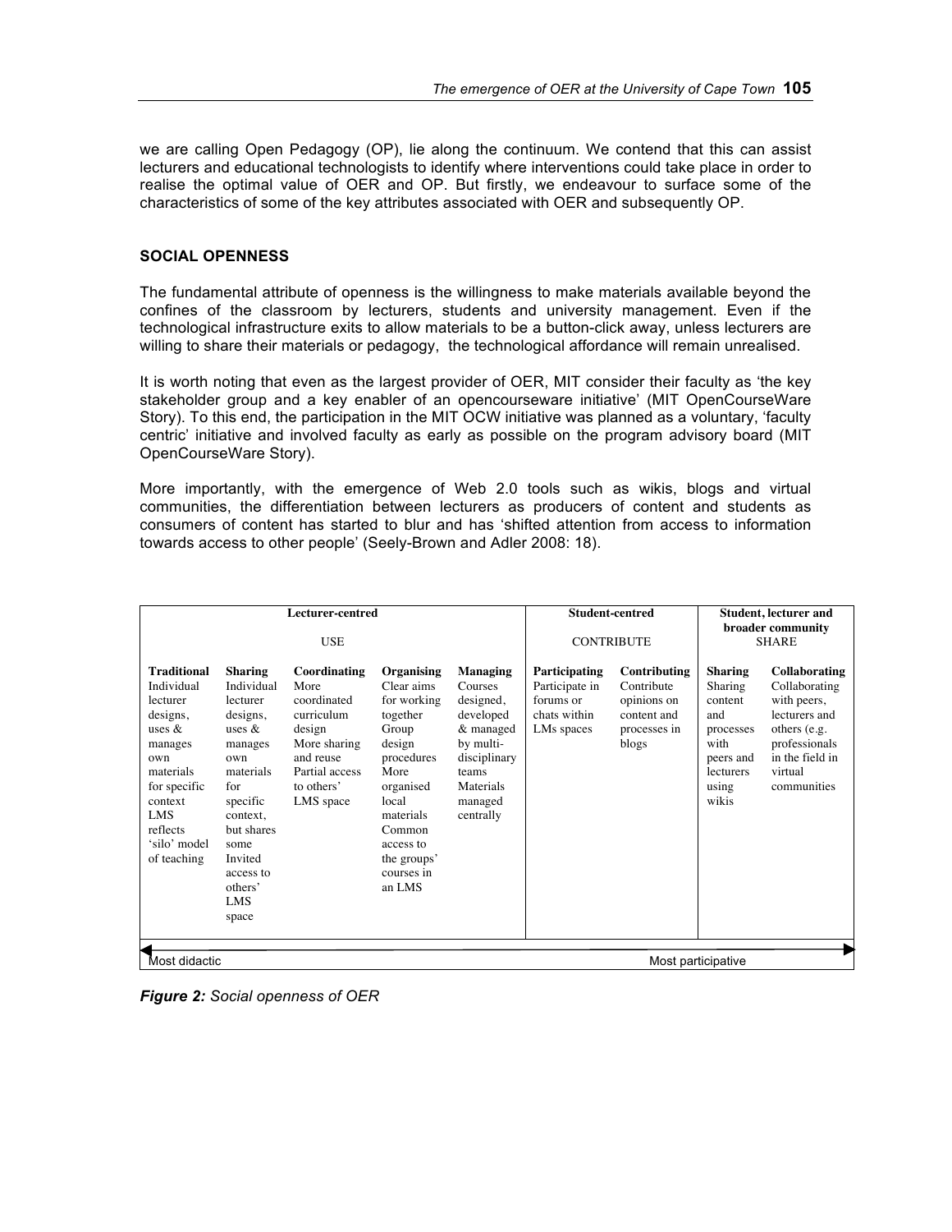we are calling Open Pedagogy (OP), lie along the continuum. We contend that this can assist lecturers and educational technologists to identify where interventions could take place in order to realise the optimal value of OER and OP. But firstly, we endeavour to surface some of the characteristics of some of the key attributes associated with OER and subsequently OP.

## SOCIAL OPENNESS

The fundamental attribute of openness is the willingness to make materials available beyond the confines of the classroom by lecturers, students and university management. Even if the technological infrastructure exits to allow materials to be a button-click away, unless lecturers are willing to share their materials or pedagogy, the technological affordance will remain unrealised.

It is worth noting that even as the largest provider of OER, MIT consider their faculty as 'the key stakeholder group and a key enabler of an opencourseware initiative' (MIT OpenCourseWare Story). To this end, the participation in the MIT OCW initiative was planned as a voluntary, 'faculty centric' initiative and involved faculty as early as possible on the program advisory board (MIT OpenCourseWare Story).

More importantly, with the emergence of Web 2.0 tools such as wikis, blogs and virtual communities, the differentiation between lecturers as producers of content and students as consumers of content has started to blur and has 'shifted attention from access to information towards access to other people' (Seely-Brown and Adler 2008: 18).

| Lecturer-centred USE | | | | | Student-centred CONTRIBUTE | | Student, lecturer and broader community SHARE | |
|---|---|---|---|---|---|---|---|---|
| **Traditional** Individual lecturer designs, uses & manages own materials for specific context LMS reflects 'silo' model of teaching | **Sharing** Individual lecturer designs, uses & manages own materials for specific context, but shares some Invited access to others' LMS space | **Coordinating** More coordinated curriculum design More sharing and reuse Partial access to others' LMS space | **Organising** Clear aims for working together Group design procedures More organised local materials Common access to the groups' courses in an LMS | **Managing** Courses designed, developed & managed by multi-disciplinary teams Materials managed centrally | **Participating** Participate in forums or chats within LMs spaces | **Contributing** Contribute opinions on content and processes in blogs | **Sharing** Sharing content and processes with peers and lecturers using wikis | **Collaborating** Collaborating with peers, lecturers and others (e.g. professionals in the field in virtual communities |
| Most didactic ◄ | | | | | | | ► Most participative | |

*Figure 2:* *Social openness of OER*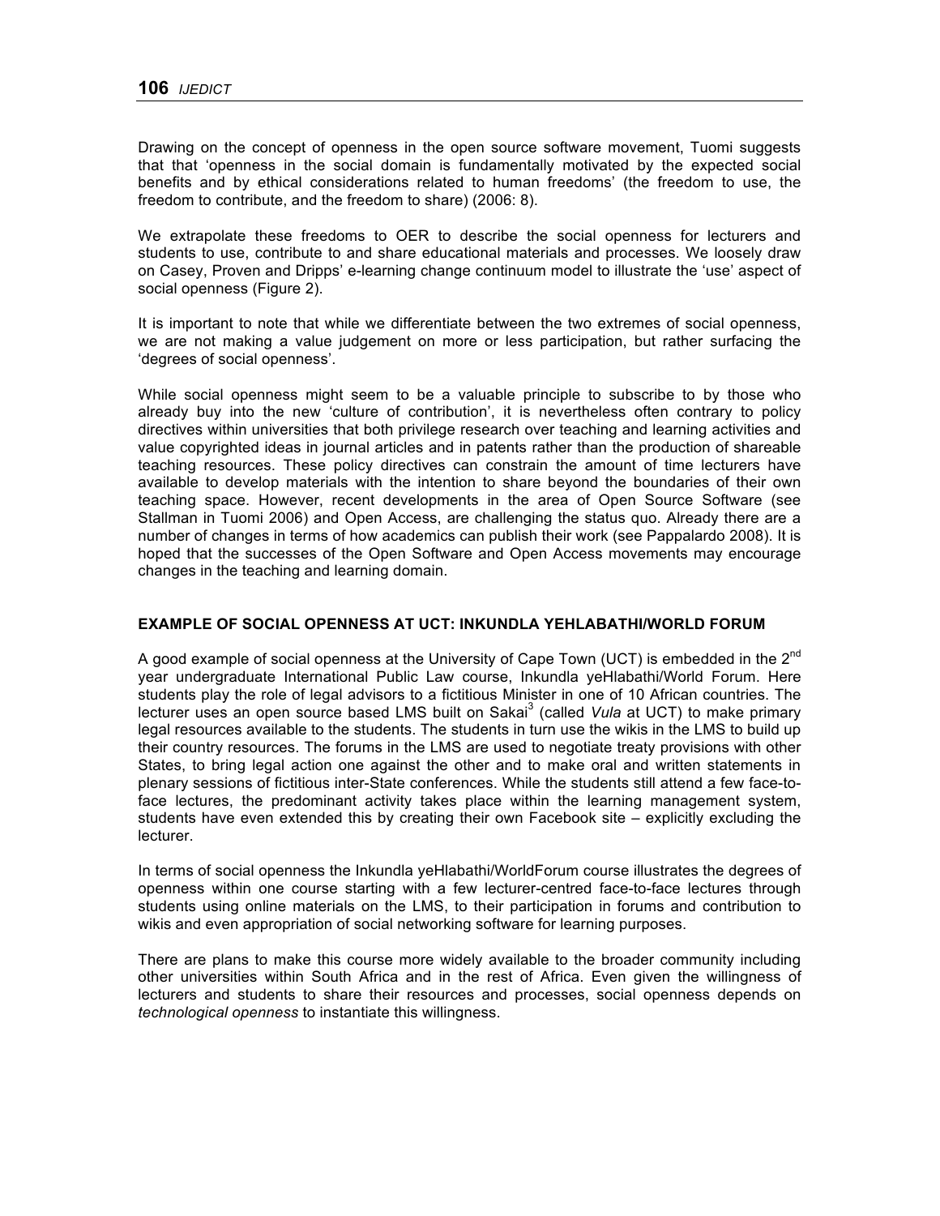Drawing on the concept of openness in the open source software movement, Tuomi suggests that that 'openness in the social domain is fundamentally motivated by the expected social benefits and by ethical considerations related to human freedoms' (the freedom to use, the freedom to contribute, and the freedom to share) (2006: 8).

We extrapolate these freedoms to OER to describe the social openness for lecturers and students to use, contribute to and share educational materials and processes. We loosely draw on Casey, Proven and Dripps' e-learning change continuum model to illustrate the 'use' aspect of social openness (Figure 2).

It is important to note that while we differentiate between the two extremes of social openness, we are not making a value judgement on more or less participation, but rather surfacing the 'degrees of social openness'.

While social openness might seem to be a valuable principle to subscribe to by those who already buy into the new 'culture of contribution', it is nevertheless often contrary to policy directives within universities that both privilege research over teaching and learning activities and value copyrighted ideas in journal articles and in patents rather than the production of shareable teaching resources. These policy directives can constrain the amount of time lecturers have available to develop materials with the intention to share beyond the boundaries of their own teaching space. However, recent developments in the area of Open Source Software (see Stallman in Tuomi 2006) and Open Access, are challenging the status quo. Already there are a number of changes in terms of how academics can publish their work (see Pappalardo 2008). It is hoped that the successes of the Open Software and Open Access movements may encourage changes in the teaching and learning domain.

## EXAMPLE OF SOCIAL OPENNESS AT UCT: INKUNDLA YEHLABATHI/WORLD FORUM

A good example of social openness at the University of Cape Town (UCT) is embedded in the 2nd year undergraduate International Public Law course, Inkundla yeHlabathi/World Forum. Here students play the role of legal advisors to a fictitious Minister in one of 10 African countries. The lecturer uses an open source based LMS built on Sakai[3] (called *Vula* at UCT) to make primary legal resources available to the students. The students in turn use the wikis in the LMS to build up their country resources. The forums in the LMS are used to negotiate treaty provisions with other States, to bring legal action one against the other and to make oral and written statements in plenary sessions of fictitious inter-State conferences. While the students still attend a few face-to-face lectures, the predominant activity takes place within the learning management system, students have even extended this by creating their own Facebook site – explicitly excluding the lecturer.

In terms of social openness the Inkundla yeHlabathi/WorldForum course illustrates the degrees of openness within one course starting with a few lecturer-centred face-to-face lectures through students using online materials on the LMS, to their participation in forums and contribution to wikis and even appropriation of social networking software for learning purposes.

There are plans to make this course more widely available to the broader community including other universities within South Africa and in the rest of Africa. Even given the willingness of lecturers and students to share their resources and processes, social openness depends on *technological openness* to instantiate this willingness.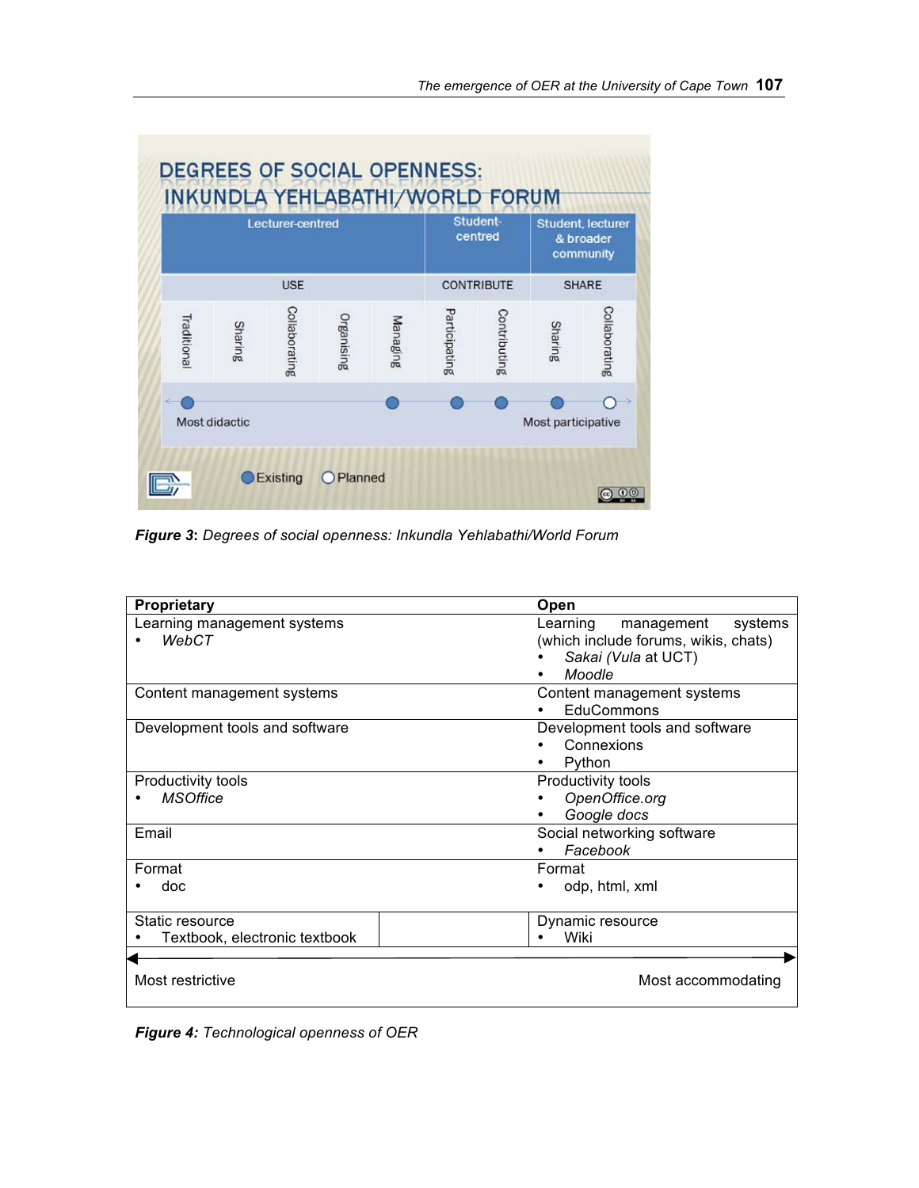**DEGREES OF SOCIAL OPENNESS: INKUNDLA YEHLABATHI/WORLD FORUM**

| Lecturer-centred | | | | | Student-centred | | Student, lecturer & broader community | |
|---|---|---|---|---|---|---|---|---|
| USE | | | | | CONTRIBUTE | | SHARE | |
| Traditional | Sharing | Collaborating | Organising | Managing | Participating | Contributing | Sharing | Collaborating |
| Existing | | | | Existing | Existing | Existing | Existing | Planned |

Most didactic ↔ Most participative

Existing ○ Planned

***Figure 3**: Degrees of social openness: Inkundla Yehlabathi/World Forum*

| Proprietary | Open |
|---|---|
| Learning management systems<br>• *WebCT* | Learning management systems (which include forums, wikis, chats)<br>• *Sakai (Vula* at UCT)<br>• *Moodle* |
| Content management systems | Content management systems<br>• EduCommons |
| Development tools and software | Development tools and software<br>• Connexions<br>• Python |
| Productivity tools<br>• *MSOffice* | Productivity tools<br>• *OpenOffice.org*<br>• *Google docs* |
| Email | Social networking software<br>• *Facebook* |
| Format<br>• doc | Format<br>• odp, html, xml |
| Static resource<br>• Textbook, electronic textbook | Dynamic resource<br>• Wiki |
| Most restrictive | Most accommodating |

***Figure 4:** Technological openness of OER*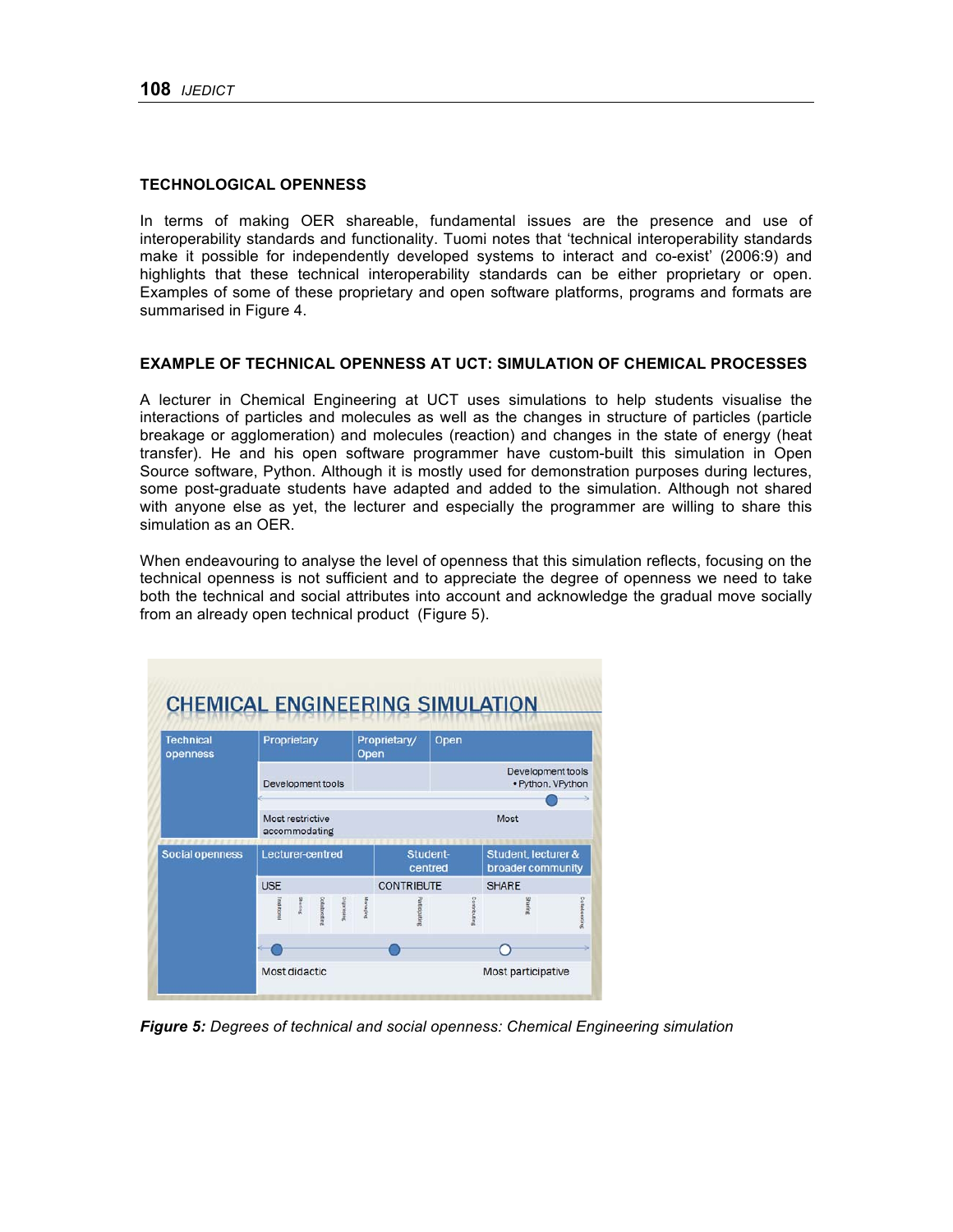### TECHNOLOGICAL OPENNESS

In terms of making OER shareable, fundamental issues are the presence and use of interoperability standards and functionality. Tuomi notes that 'technical interoperability standards make it possible for independently developed systems to interact and co-exist' (2006:9) and highlights that these technical interoperability standards can be either proprietary or open. Examples of some of these proprietary and open software platforms, programs and formats are summarised in Figure 4.

### EXAMPLE OF TECHNICAL OPENNESS AT UCT: SIMULATION OF CHEMICAL PROCESSES

A lecturer in Chemical Engineering at UCT uses simulations to help students visualise the interactions of particles and molecules as well as the changes in structure of particles (particle breakage or agglomeration) and molecules (reaction) and changes in the state of energy (heat transfer). He and his open software programmer have custom-built this simulation in Open Source software, Python. Although it is mostly used for demonstration purposes during lectures, some post-graduate students have adapted and added to the simulation. Although not shared with anyone else as yet, the lecturer and especially the programmer are willing to share this simulation as an OER.

When endeavouring to analyse the level of openness that this simulation reflects, focusing on the technical openness is not sufficient and to appreciate the degree of openness we need to take both the technical and social attributes into account and acknowledge the gradual move socially from an already open technical product (Figure 5).

**CHEMICAL ENGINEERING SIMULATION**

| Technical openness | Proprietary | Proprietary/ Open | Open |
|---|---|---|---|
| | Development tools | | Development tools • Python. VPython |
| | Most restrictive accommodating | | Most |

| Social openness | Lecturer-centred | Student-centred | Student, lecturer & broader community |
|---|---|---|---|
| | USE | CONTRIBUTE | SHARE |
| | Most didactic | | Most participative |

***Figure 5:*** *Degrees of technical and social openness: Chemical Engineering simulation*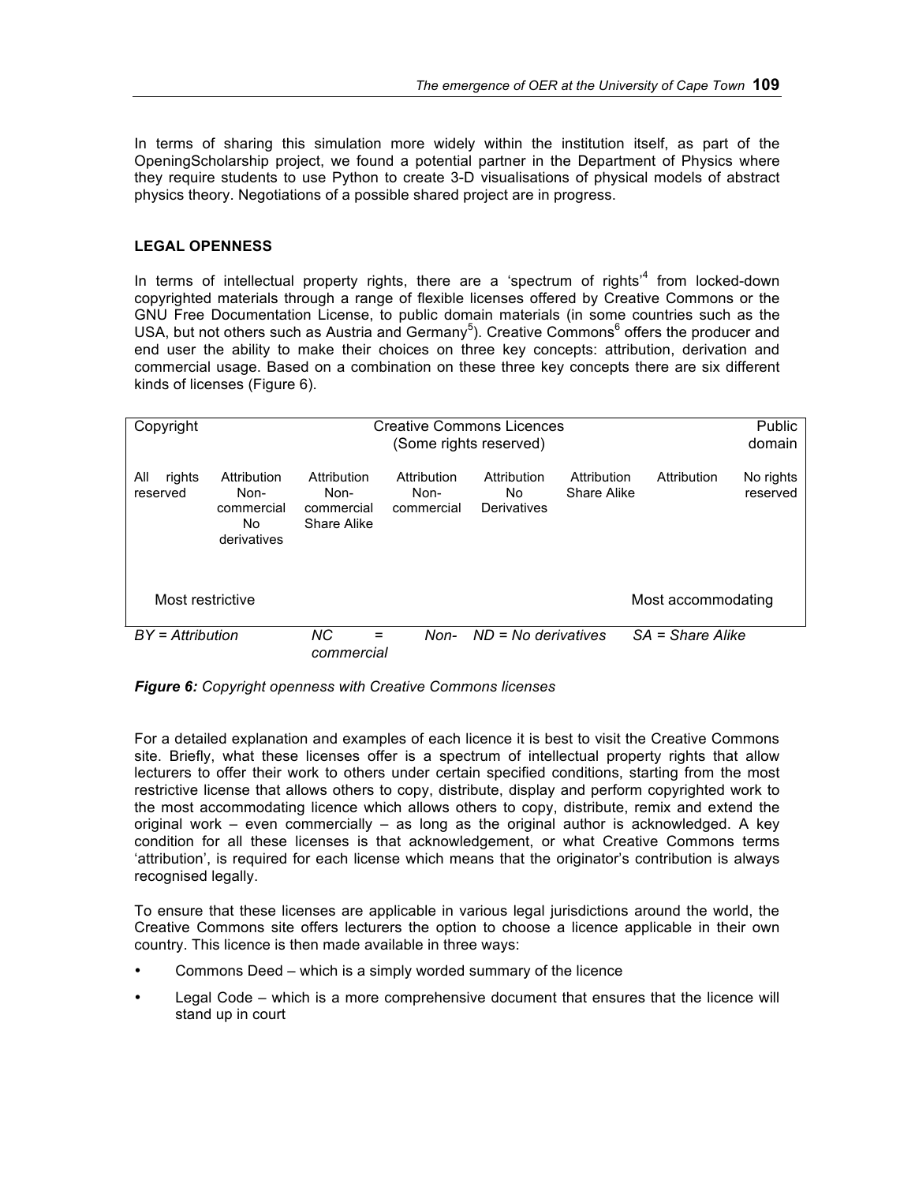In terms of sharing this simulation more widely within the institution itself, as part of the OpeningScholarship project, we found a potential partner in the Department of Physics where they require students to use Python to create 3-D visualisations of physical models of abstract physics theory. Negotiations of a possible shared project are in progress.

## LEGAL OPENNESS

In terms of intellectual property rights, there are a 'spectrum of rights'[4] from locked-down copyrighted materials through a range of flexible licenses offered by Creative Commons or the GNU Free Documentation License, to public domain materials (in some countries such as the USA, but not others such as Austria and Germany[5]). Creative Commons[6] offers the producer and end user the ability to make their choices on three key concepts: attribution, derivation and commercial usage. Based on a combination on these three key concepts there are six different kinds of licenses (Figure 6).

| Copyright | Creative Commons Licences (Some rights reserved) | | | | | | Public domain |
|---|---|---|---|---|---|---|---|
| All rights reserved | Attribution Non-commercial No derivatives | Attribution Non-commercial Share Alike | Attribution Non-commercial | Attribution No Derivatives | Attribution Share Alike | Attribution | No rights reserved |
| Most restrictive | | | | | | Most accommodating | |

*BY = Attribution* *NC = Non-commercial* *ND = No derivatives* *SA = Share Alike*

***Figure 6:*** *Copyright openness with Creative Commons licenses*

For a detailed explanation and examples of each licence it is best to visit the Creative Commons site. Briefly, what these licenses offer is a spectrum of intellectual property rights that allow lecturers to offer their work to others under certain specified conditions, starting from the most restrictive license that allows others to copy, distribute, display and perform copyrighted work to the most accommodating licence which allows others to copy, distribute, remix and extend the original work – even commercially – as long as the original author is acknowledged. A key condition for all these licenses is that acknowledgement, or what Creative Commons terms 'attribution', is required for each license which means that the originator's contribution is always recognised legally.

To ensure that these licenses are applicable in various legal jurisdictions around the world, the Creative Commons site offers lecturers the option to choose a licence applicable in their own country. This licence is then made available in three ways:

- Commons Deed – which is a simply worded summary of the licence
- Legal Code – which is a more comprehensive document that ensures that the licence will stand up in court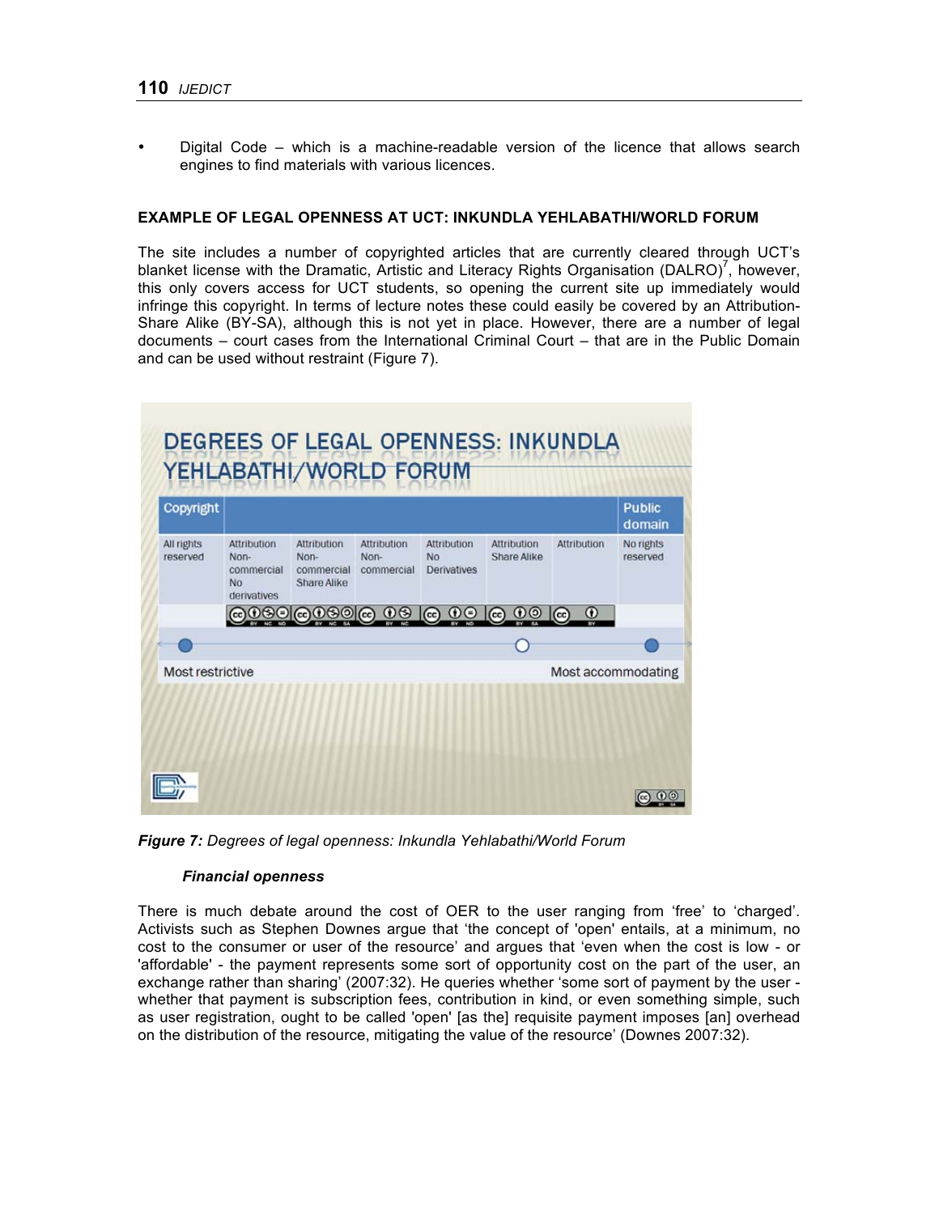- Digital Code – which is a machine-readable version of the licence that allows search engines to find materials with various licences.

## EXAMPLE OF LEGAL OPENNESS AT UCT: INKUNDLA YEHLABATHI/WORLD FORUM

The site includes a number of copyrighted articles that are currently cleared through UCT's blanket license with the Dramatic, Artistic and Literacy Rights Organisation (DALRO)[7], however, this only covers access for UCT students, so opening the current site up immediately would infringe this copyright. In terms of lecture notes these could easily be covered by an Attribution-Share Alike (BY-SA), although this is not yet in place. However, there are a number of legal documents – court cases from the International Criminal Court – that are in the Public Domain and can be used without restraint (Figure 7).

**DEGREES OF LEGAL OPENNESS: INKUNDLA YEHLABATHI/WORLD FORUM**

| Copyright | | | | | | | Public domain |
|---|---|---|---|---|---|---|---|
| All rights reserved | Attribution Non-commercial No derivatives | Attribution Non-commercial Share Alike | Attribution Non-commercial | Attribution No Derivatives | Attribution Share Alike | Attribution | No rights reserved |

Most restrictive → Most accommodating

*Figure 7: Degrees of legal openness: Inkundla Yehlabathi/World Forum*

### *Financial openness*

There is much debate around the cost of OER to the user ranging from 'free' to 'charged'. Activists such as Stephen Downes argue that 'the concept of 'open' entails, at a minimum, no cost to the consumer or user of the resource' and argues that 'even when the cost is low - or 'affordable' - the payment represents some sort of opportunity cost on the part of the user, an exchange rather than sharing' (2007:32). He queries whether 'some sort of payment by the user - whether that payment is subscription fees, contribution in kind, or even something simple, such as user registration, ought to be called 'open' [as the] requisite payment imposes [an] overhead on the distribution of the resource, mitigating the value of the resource' (Downes 2007:32).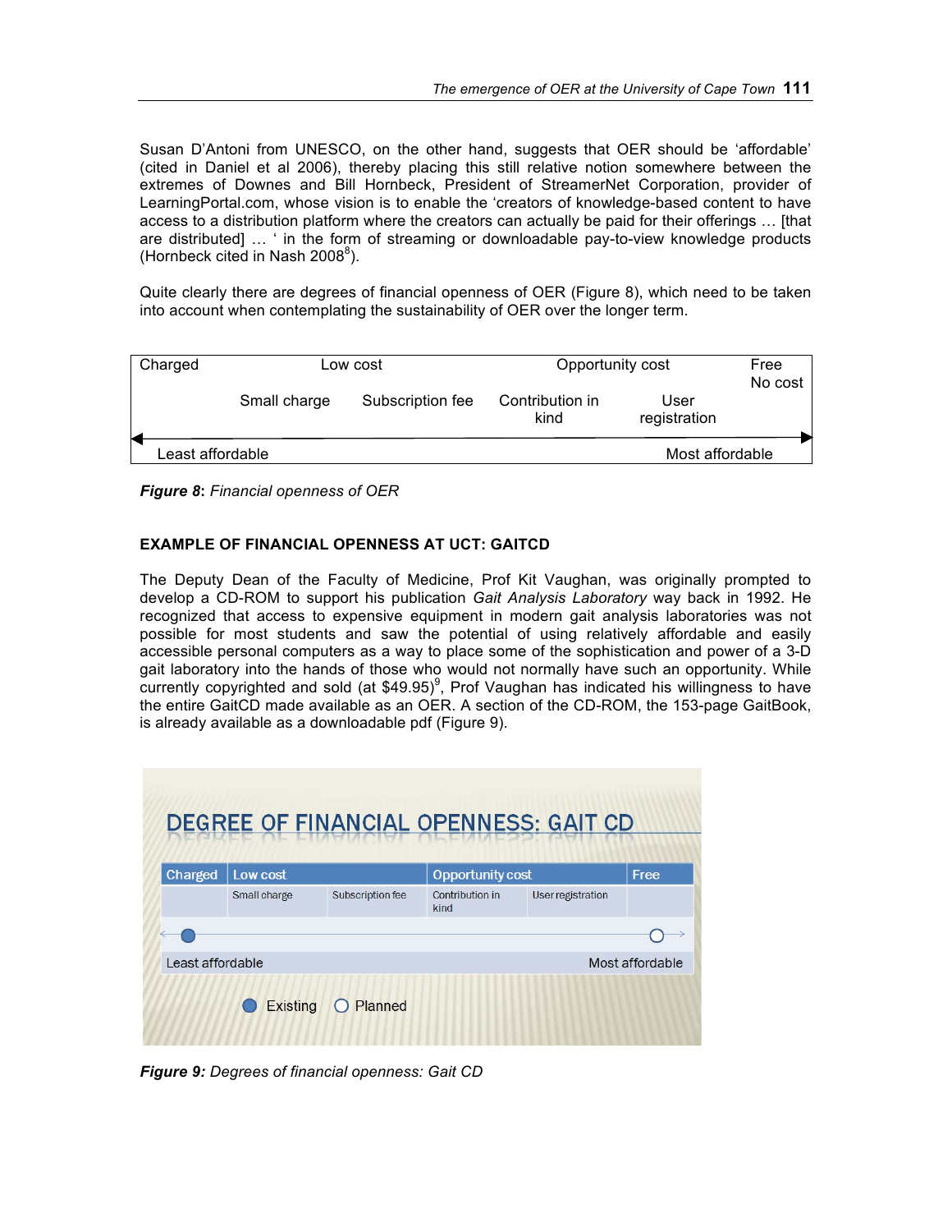Susan D'Antoni from UNESCO, on the other hand, suggests that OER should be 'affordable' (cited in Daniel et al 2006), thereby placing this still relative notion somewhere between the extremes of Downes and Bill Hornbeck, President of StreamerNet Corporation, provider of LearningPortal.com, whose vision is to enable the 'creators of knowledge-based content to have access to a distribution platform where the creators can actually be paid for their offerings … [that are distributed] … ' in the form of streaming or downloadable pay-to-view knowledge products (Hornbeck cited in Nash 2008[8]).

Quite clearly there are degrees of financial openness of OER (Figure 8), which need to be taken into account when contemplating the sustainability of OER over the longer term.

| Charged | Low cost | | Opportunity cost | | Free No cost |
|---|---|---|---|---|---|
| | Small charge | Subscription fee | Contribution in kind | User registration | |
| Least affordable | | | | | Most affordable |

***Figure 8**: Financial openness of OER*

### EXAMPLE OF FINANCIAL OPENNESS AT UCT: GAITCD

The Deputy Dean of the Faculty of Medicine, Prof Kit Vaughan, was originally prompted to develop a CD-ROM to support his publication *Gait Analysis Laboratory* way back in 1992. He recognized that access to expensive equipment in modern gait analysis laboratories was not possible for most students and saw the potential of using relatively affordable and easily accessible personal computers as a way to place some of the sophistication and power of a 3-D gait laboratory into the hands of those who would not normally have such an opportunity. While currently copyrighted and sold (at $49.95)[9], Prof Vaughan has indicated his willingness to have the entire GaitCD made available as an OER. A section of the CD-ROM, the 153-page GaitBook, is already available as a downloadable pdf (Figure 9).

**DEGREE OF FINANCIAL OPENNESS: GAIT CD**

| Charged | Low cost | | Opportunity cost | | Free |
|---|---|---|---|---|---|
| | Small charge | Subscription fee | Contribution in kind | User registration | |
| ● (Existing) | | | | | ○ (Planned) |
| Least affordable | | | | | Most affordable |

● Existing ○ Planned

***Figure 9:** Degrees of financial openness: Gait CD*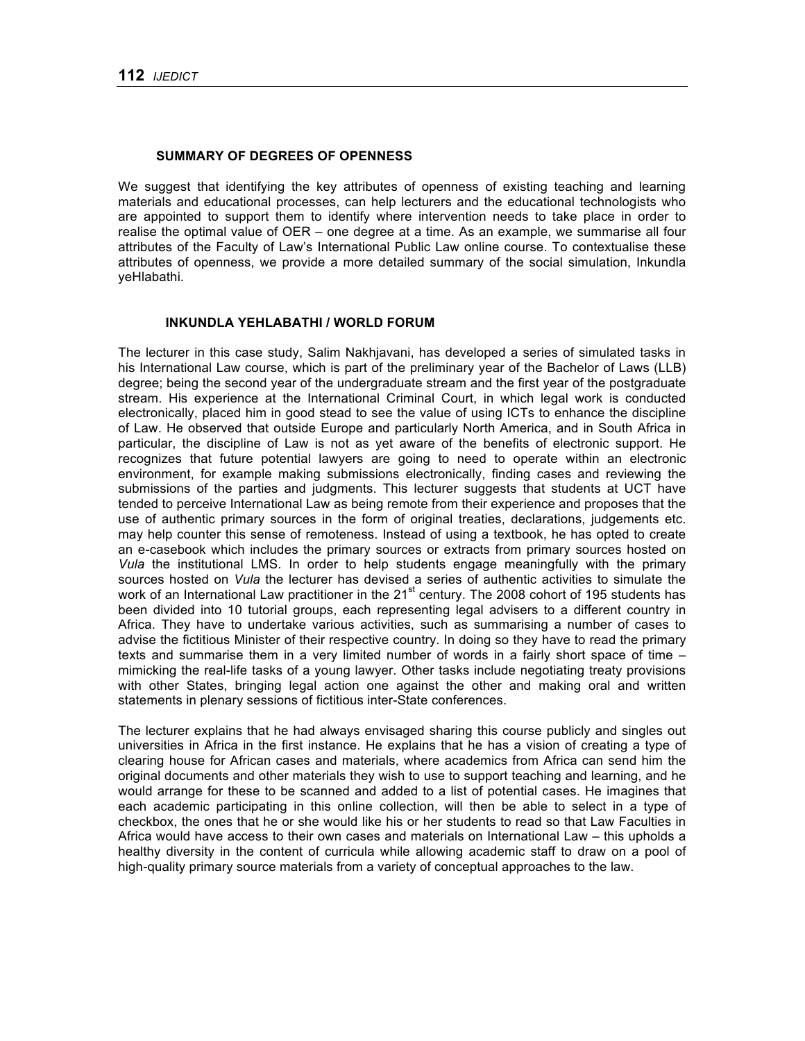## SUMMARY OF DEGREES OF OPENNESS

We suggest that identifying the key attributes of openness of existing teaching and learning materials and educational processes, can help lecturers and the educational technologists who are appointed to support them to identify where intervention needs to take place in order to realise the optimal value of OER – one degree at a time. As an example, we summarise all four attributes of the Faculty of Law's International Public Law online course. To contextualise these attributes of openness, we provide a more detailed summary of the social simulation, Inkundla yeHlabathi.

## INKUNDLA YEHLABATHI / WORLD FORUM

The lecturer in this case study, Salim Nakhjavani, has developed a series of simulated tasks in his International Law course, which is part of the preliminary year of the Bachelor of Laws (LLB) degree; being the second year of the undergraduate stream and the first year of the postgraduate stream. His experience at the International Criminal Court, in which legal work is conducted electronically, placed him in good stead to see the value of using ICTs to enhance the discipline of Law. He observed that outside Europe and particularly North America, and in South Africa in particular, the discipline of Law is not as yet aware of the benefits of electronic support. He recognizes that future potential lawyers are going to need to operate within an electronic environment, for example making submissions electronically, finding cases and reviewing the submissions of the parties and judgments. This lecturer suggests that students at UCT have tended to perceive International Law as being remote from their experience and proposes that the use of authentic primary sources in the form of original treaties, declarations, judgements etc. may help counter this sense of remoteness. Instead of using a textbook, he has opted to create an e-casebook which includes the primary sources or extracts from primary sources hosted on *Vula* the institutional LMS. In order to help students engage meaningfully with the primary sources hosted on *Vula* the lecturer has devised a series of authentic activities to simulate the work of an International Law practitioner in the 21st century. The 2008 cohort of 195 students has been divided into 10 tutorial groups, each representing legal advisers to a different country in Africa. They have to undertake various activities, such as summarising a number of cases to advise the fictitious Minister of their respective country. In doing so they have to read the primary texts and summarise them in a very limited number of words in a fairly short space of time – mimicking the real-life tasks of a young lawyer. Other tasks include negotiating treaty provisions with other States, bringing legal action one against the other and making oral and written statements in plenary sessions of fictitious inter-State conferences.

The lecturer explains that he had always envisaged sharing this course publicly and singles out universities in Africa in the first instance. He explains that he has a vision of creating a type of clearing house for African cases and materials, where academics from Africa can send him the original documents and other materials they wish to use to support teaching and learning, and he would arrange for these to be scanned and added to a list of potential cases. He imagines that each academic participating in this online collection, will then be able to select in a type of checkbox, the ones that he or she would like his or her students to read so that Law Faculties in Africa would have access to their own cases and materials on International Law – this upholds a healthy diversity in the content of curricula while allowing academic staff to draw on a pool of high-quality primary source materials from a variety of conceptual approaches to the law.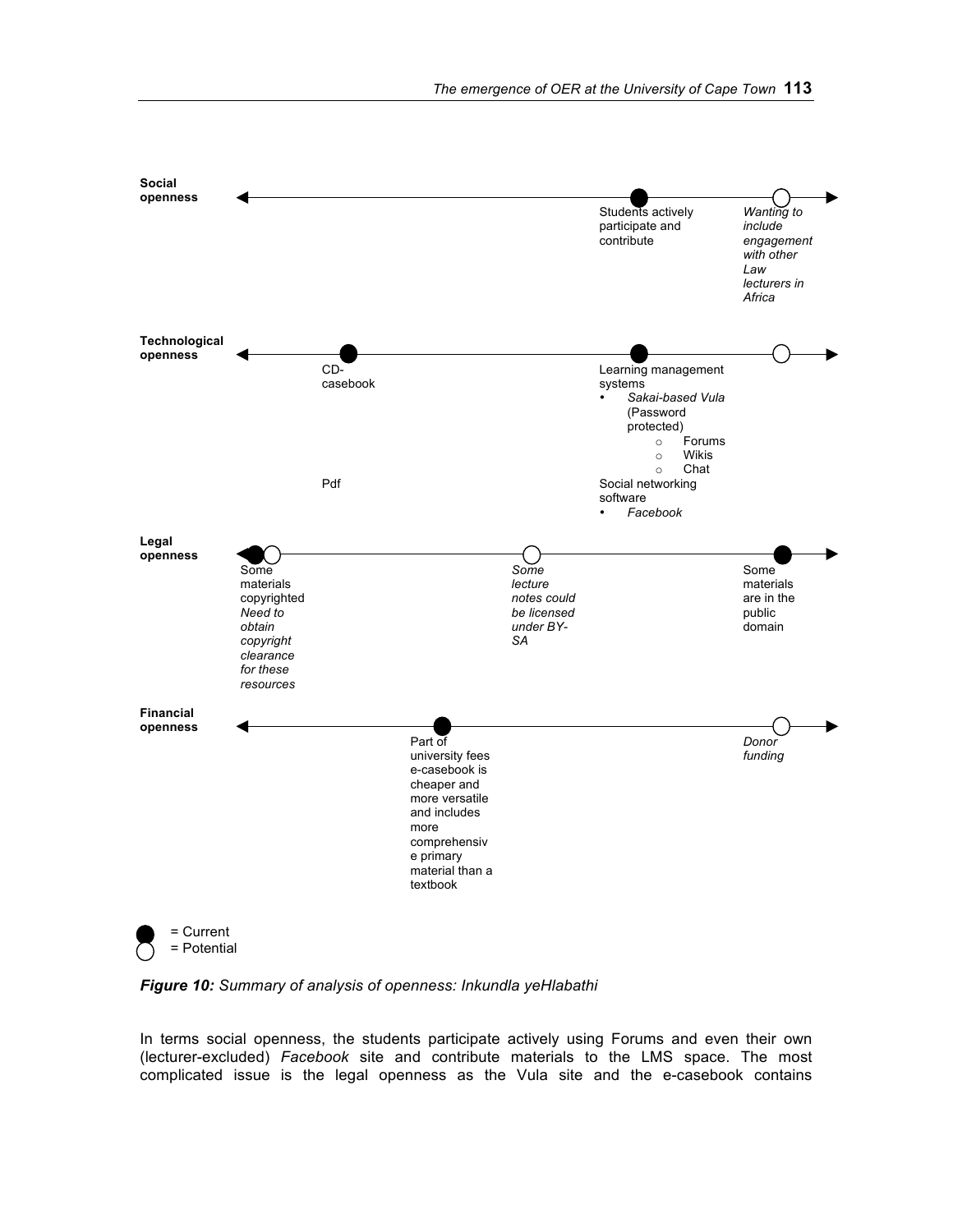**Social openness**

- Current: Students actively participate and contribute
- Potential: *Wanting to include engagement with other Law lecturers in Africa*

**Technological openness**

- Current: CD-casebook; Pdf
- Current: Learning management systems
  - *Sakai-based Vula* (Password protected)
    - Forums
    - Wikis
    - Chat
- Social networking software
  - *Facebook*

**Legal openness**

- Current: Some materials copyrighted
- Potential: *Need to obtain copyright clearance for these resources*
- Potential: *Some lecture notes could be licensed under BY-SA*
- Current: Some materials are in the public domain

**Financial openness**

- Current: Part of university fees e-casebook is cheaper and more versatile and includes more comprehensive primary material than a textbook
- Potential: *Donor funding*

● = Current
○ = Potential

***Figure 10:*** *Summary of analysis of openness: Inkundla yeHlabathi*

In terms social openness, the students participate actively using Forums and even their own (lecturer-excluded) *Facebook* site and contribute materials to the LMS space. The most complicated issue is the legal openness as the Vula site and the e-casebook contains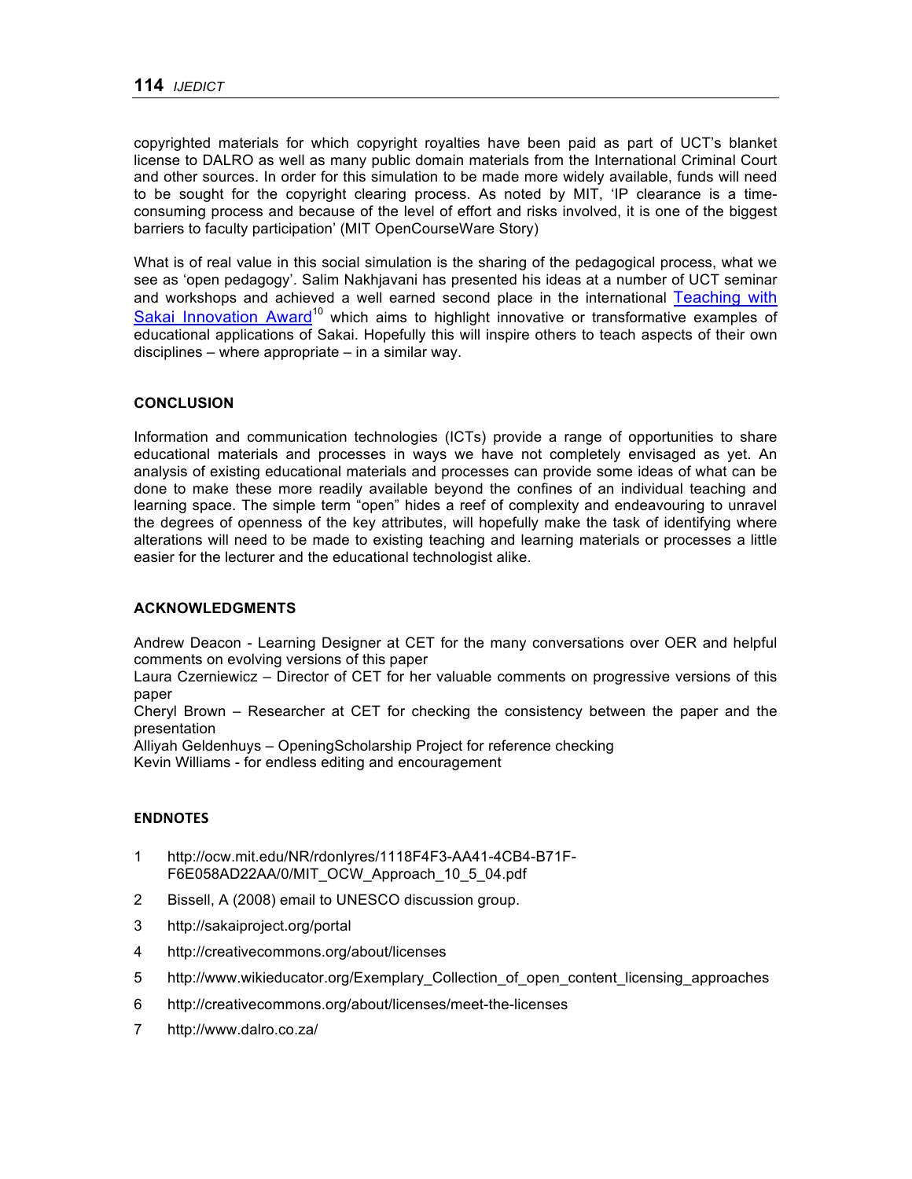copyrighted materials for which copyright royalties have been paid as part of UCT's blanket license to DALRO as well as many public domain materials from the International Criminal Court and other sources. In order for this simulation to be made more widely available, funds will need to be sought for the copyright clearing process. As noted by MIT, 'IP clearance is a time-consuming process and because of the level of effort and risks involved, it is one of the biggest barriers to faculty participation' (MIT OpenCourseWare Story)

What is of real value in this social simulation is the sharing of the pedagogical process, what we see as 'open pedagogy'. Salim Nakhjavani has presented his ideas at a number of UCT seminar and workshops and achieved a well earned second place in the international Teaching with Sakai Innovation Award[10] which aims to highlight innovative or transformative examples of educational applications of Sakai. Hopefully this will inspire others to teach aspects of their own disciplines – where appropriate – in a similar way.

## CONCLUSION

Information and communication technologies (ICTs) provide a range of opportunities to share educational materials and processes in ways we have not completely envisaged as yet. An analysis of existing educational materials and processes can provide some ideas of what can be done to make these more readily available beyond the confines of an individual teaching and learning space. The simple term "open" hides a reef of complexity and endeavouring to unravel the degrees of openness of the key attributes, will hopefully make the task of identifying where alterations will need to be made to existing teaching and learning materials or processes a little easier for the lecturer and the educational technologist alike.

## ACKNOWLEDGMENTS

Andrew Deacon - Learning Designer at CET for the many conversations over OER and helpful comments on evolving versions of this paper
Laura Czerniewicz – Director of CET for her valuable comments on progressive versions of this paper
Cheryl Brown – Researcher at CET for checking the consistency between the paper and the presentation
Alliyah Geldenhuys – OpeningScholarship Project for reference checking
Kevin Williams - for endless editing and encouragement

## ENDNOTES

1. http://ocw.mit.edu/NR/rdonlyres/1118F4F3-AA41-4CB4-B71F-F6E058AD22AA/0/MIT_OCW_Approach_10_5_04.pdf
2. Bissell, A (2008) email to UNESCO discussion group.
3. http://sakaiproject.org/portal
4. http://creativecommons.org/about/licenses
5. http://www.wikieducator.org/Exemplary_Collection_of_open_content_licensing_approaches
6. http://creativecommons.org/about/licenses/meet-the-licenses
7. http://www.dalro.co.za/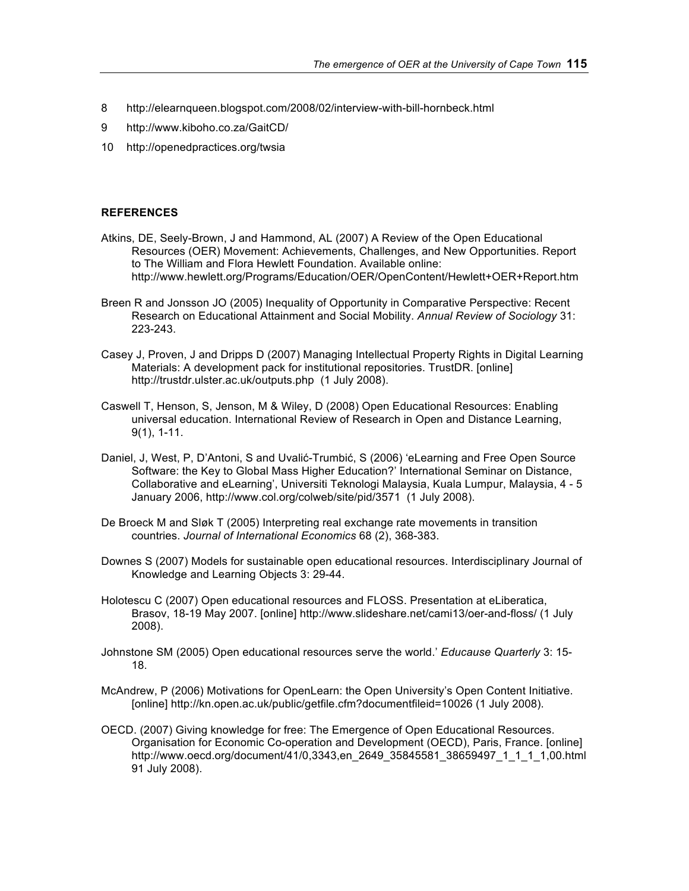8 http://elearnqueen.blogspot.com/2008/02/interview-with-bill-hornbeck.html

9 http://www.kiboho.co.za/GaitCD/

10 http://openedpractices.org/twsia

## REFERENCES

Atkins, DE, Seely-Brown, J and Hammond, AL (2007) A Review of the Open Educational Resources (OER) Movement: Achievements, Challenges, and New Opportunities. Report to The William and Flora Hewlett Foundation. Available online: http://www.hewlett.org/Programs/Education/OER/OpenContent/Hewlett+OER+Report.htm

Breen R and Jonsson JO (2005) Inequality of Opportunity in Comparative Perspective: Recent Research on Educational Attainment and Social Mobility. *Annual Review of Sociology* 31: 223-243.

Casey J, Proven, J and Dripps D (2007) Managing Intellectual Property Rights in Digital Learning Materials: A development pack for institutional repositories. TrustDR. [online] http://trustdr.ulster.ac.uk/outputs.php (1 July 2008).

Caswell T, Henson, S, Jenson, M & Wiley, D (2008) Open Educational Resources: Enabling universal education. International Review of Research in Open and Distance Learning, 9(1), 1-11.

Daniel, J, West, P, D'Antoni, S and Uvalić-Trumbić, S (2006) 'eLearning and Free Open Source Software: the Key to Global Mass Higher Education?' International Seminar on Distance, Collaborative and eLearning', Universiti Teknologi Malaysia, Kuala Lumpur, Malaysia, 4 - 5 January 2006, http://www.col.org/colweb/site/pid/3571 (1 July 2008).

De Broeck M and Sløk T (2005) Interpreting real exchange rate movements in transition countries. *Journal of International Economics* 68 (2), 368-383.

Downes S (2007) Models for sustainable open educational resources. Interdisciplinary Journal of Knowledge and Learning Objects 3: 29-44.

Holotescu C (2007) Open educational resources and FLOSS. Presentation at eLiberatica, Brasov, 18-19 May 2007. [online] http://www.slideshare.net/cami13/oer-and-floss/ (1 July 2008).

Johnstone SM (2005) Open educational resources serve the world.' *Educause Quarterly* 3: 15-18.

McAndrew, P (2006) Motivations for OpenLearn: the Open University's Open Content Initiative. [online] http://kn.open.ac.uk/public/getfile.cfm?documentfileid=10026 (1 July 2008).

OECD. (2007) Giving knowledge for free: The Emergence of Open Educational Resources. Organisation for Economic Co-operation and Development (OECD), Paris, France. [online] http://www.oecd.org/document/41/0,3343,en_2649_35845581_38659497_1_1_1_1,00.html 91 July 2008).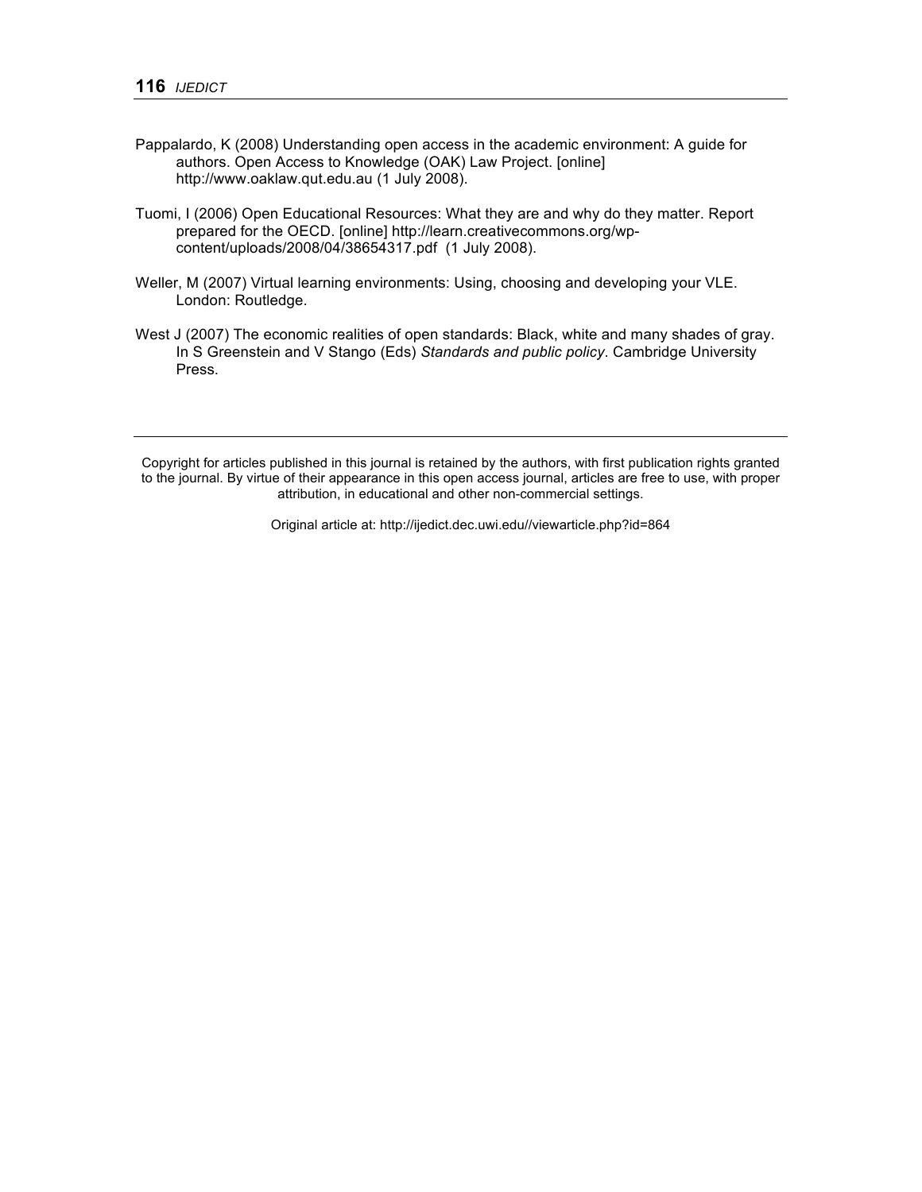Pappalardo, K (2008) Understanding open access in the academic environment: A guide for authors. Open Access to Knowledge (OAK) Law Project. [online] http://www.oaklaw.qut.edu.au (1 July 2008).

Tuomi, I (2006) Open Educational Resources: What they are and why do they matter. Report prepared for the OECD. [online] http://learn.creativecommons.org/wp-content/uploads/2008/04/38654317.pdf (1 July 2008).

Weller, M (2007) Virtual learning environments: Using, choosing and developing your VLE. London: Routledge.

West J (2007) The economic realities of open standards: Black, white and many shades of gray. In S Greenstein and V Stango (Eds) *Standards and public policy*. Cambridge University Press.

---

Copyright for articles published in this journal is retained by the authors, with first publication rights granted to the journal. By virtue of their appearance in this open access journal, articles are free to use, with proper attribution, in educational and other non-commercial settings.

Original article at: http://ijedict.dec.uwi.edu//viewarticle.php?id=864